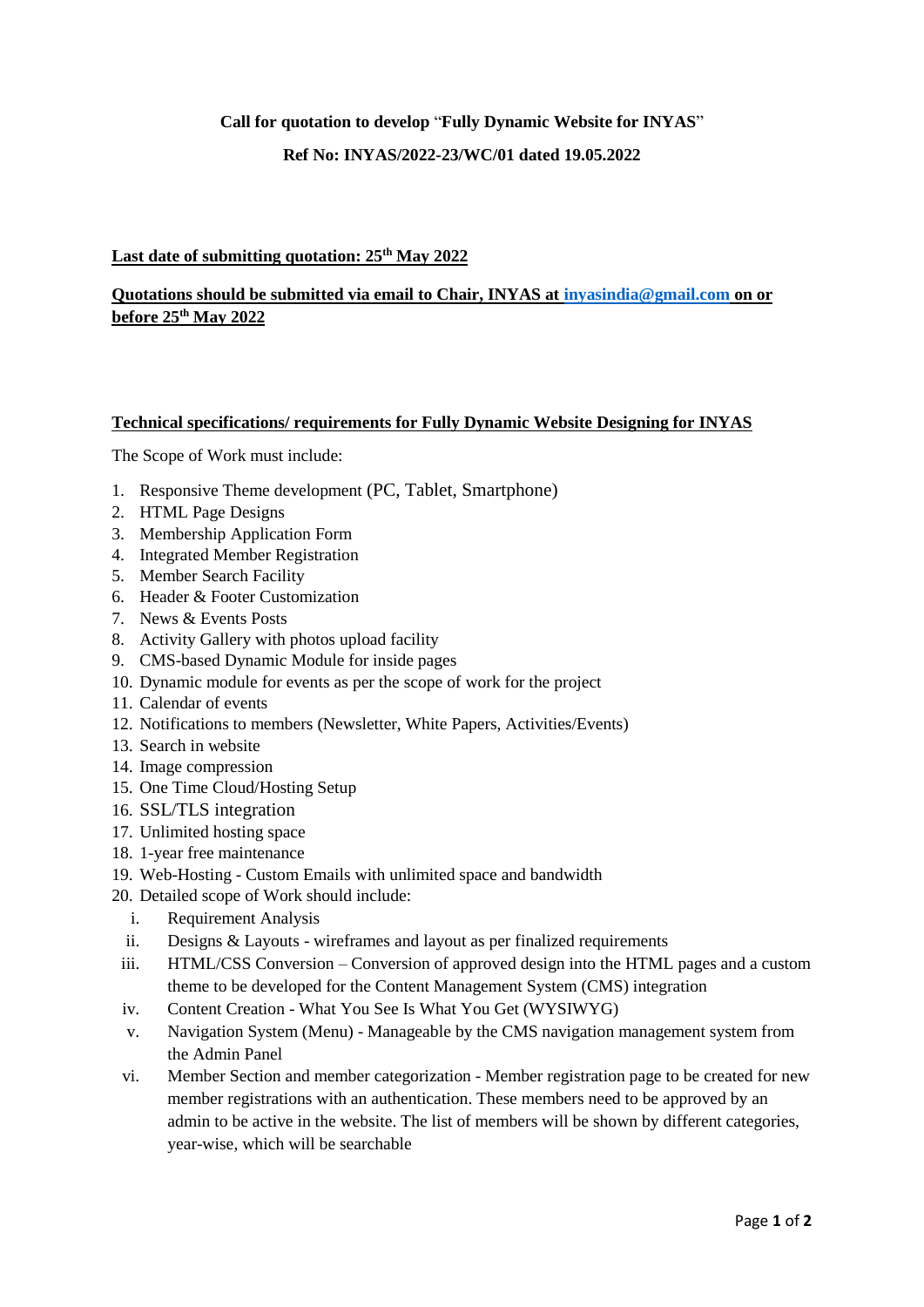**Call for quotation to develop "Fully Dynamic Website for INYAS"**

**Ref No: INYAS/2022-23/WC/01 dated 19.05.2022**

**Last date of submitting quotation: 25th May 2022**

**Quotations should be submitted via email to Chair, INYAS at inyasindia@gmail.com on or before 25th May 2022**

**Technical specifications/ requirements for Fully Dynamic Website Designing for INYAS**

The Scope of Work must include:

1. Responsive Theme development (PC, Tablet, Smartphone)
2. HTML Page Designs
3. Membership Application Form
4. Integrated Member Registration
5. Member Search Facility
6. Header & Footer Customization
7. News & Events Posts
8. Activity Gallery with photos upload facility
9. CMS-based Dynamic Module for inside pages
10. Dynamic module for events as per the scope of work for the project
11. Calendar of events
12. Notifications to members (Newsletter, White Papers, Activities/Events)
13. Search in website
14. Image compression
15. One Time Cloud/Hosting Setup
16. SSL/TLS integration
17. Unlimited hosting space
18. 1-year free maintenance
19. Web-Hosting - Custom Emails with unlimited space and bandwidth
20. Detailed scope of Work should include:
    i. Requirement Analysis
    ii. Designs & Layouts - wireframes and layout as per finalized requirements
    iii. HTML/CSS Conversion – Conversion of approved design into the HTML pages and a custom theme to be developed for the Content Management System (CMS) integration
    iv. Content Creation - What You See Is What You Get (WYSIWYG)
    v. Navigation System (Menu) - Manageable by the CMS navigation management system from the Admin Panel
    vi. Member Section and member categorization - Member registration page to be created for new member registrations with an authentication. These members need to be approved by an admin to be active in the website. The list of members will be shown by different categories, year-wise, which will be searchable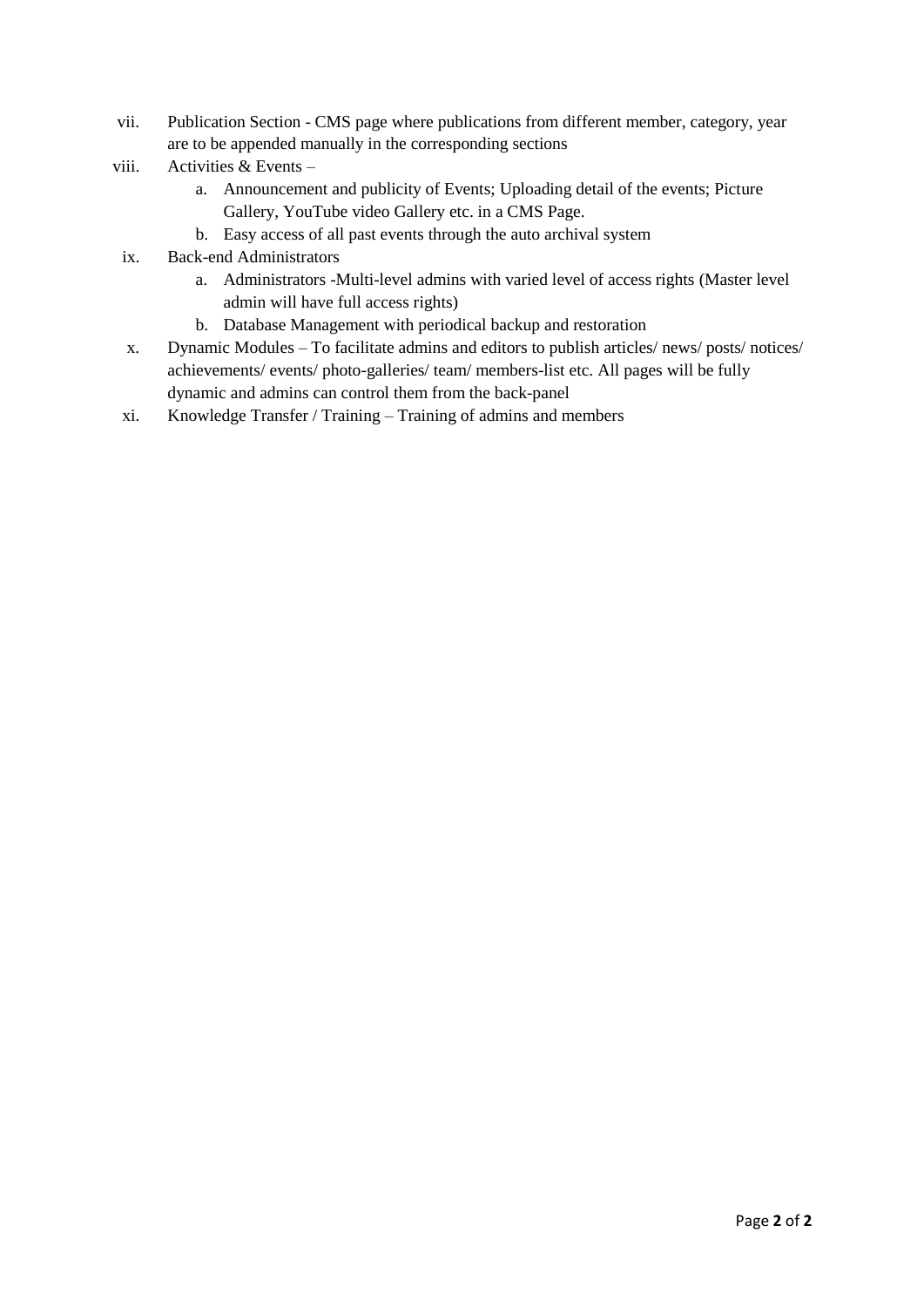vii. Publication Section - CMS page where publications from different member, category, year are to be appended manually in the corresponding sections

viii. Activities & Events –

   a. Announcement and publicity of Events; Uploading detail of the events; Picture Gallery, YouTube video Gallery etc. in a CMS Page.
   b. Easy access of all past events through the auto archival system

ix. Back-end Administrators

   a. Administrators -Multi-level admins with varied level of access rights (Master level admin will have full access rights)
   b. Database Management with periodical backup and restoration

x. Dynamic Modules – To facilitate admins and editors to publish articles/ news/ posts/ notices/ achievements/ events/ photo-galleries/ team/ members-list etc. All pages will be fully dynamic and admins can control them from the back-panel

xi. Knowledge Transfer / Training – Training of admins and members